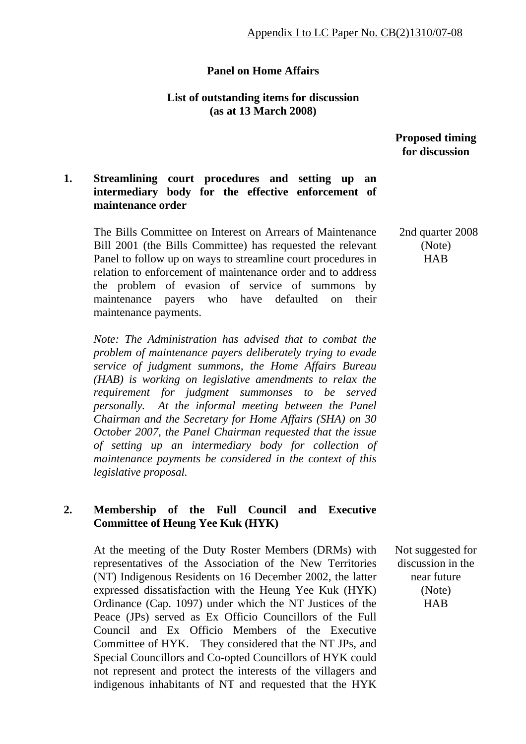Appendix I to LC Paper No. CB(2)1310/07-08

**Panel on Home Affairs**

**List of outstanding items for discussion (as at 13 March 2008)**

**Proposed timing for discussion**

**1. Streamlining court procedures and setting up an intermediary body for the effective enforcement of maintenance order**

The Bills Committee on Interest on Arrears of Maintenance Bill 2001 (the Bills Committee) has requested the relevant Panel to follow up on ways to streamline court procedures in relation to enforcement of maintenance order and to address the problem of evasion of service of summons by maintenance payers who have defaulted on their maintenance payments.

2nd quarter 2008 (Note) HAB

*Note: The Administration has advised that to combat the problem of maintenance payers deliberately trying to evade service of judgment summons, the Home Affairs Bureau (HAB) is working on legislative amendments to relax the requirement for judgment summonses to be served personally. At the informal meeting between the Panel Chairman and the Secretary for Home Affairs (SHA) on 30 October 2007, the Panel Chairman requested that the issue of setting up an intermediary body for collection of maintenance payments be considered in the context of this legislative proposal.*

**2. Membership of the Full Council and Executive Committee of Heung Yee Kuk (HYK)**

At the meeting of the Duty Roster Members (DRMs) with representatives of the Association of the New Territories (NT) Indigenous Residents on 16 December 2002, the latter expressed dissatisfaction with the Heung Yee Kuk (HYK) Ordinance (Cap. 1097) under which the NT Justices of the Peace (JPs) served as Ex Officio Councillors of the Full Council and Ex Officio Members of the Executive Committee of HYK. They considered that the NT JPs, and Special Councillors and Co-opted Councillors of HYK could not represent and protect the interests of the villagers and indigenous inhabitants of NT and requested that the HYK

Not suggested for discussion in the near future (Note) HAB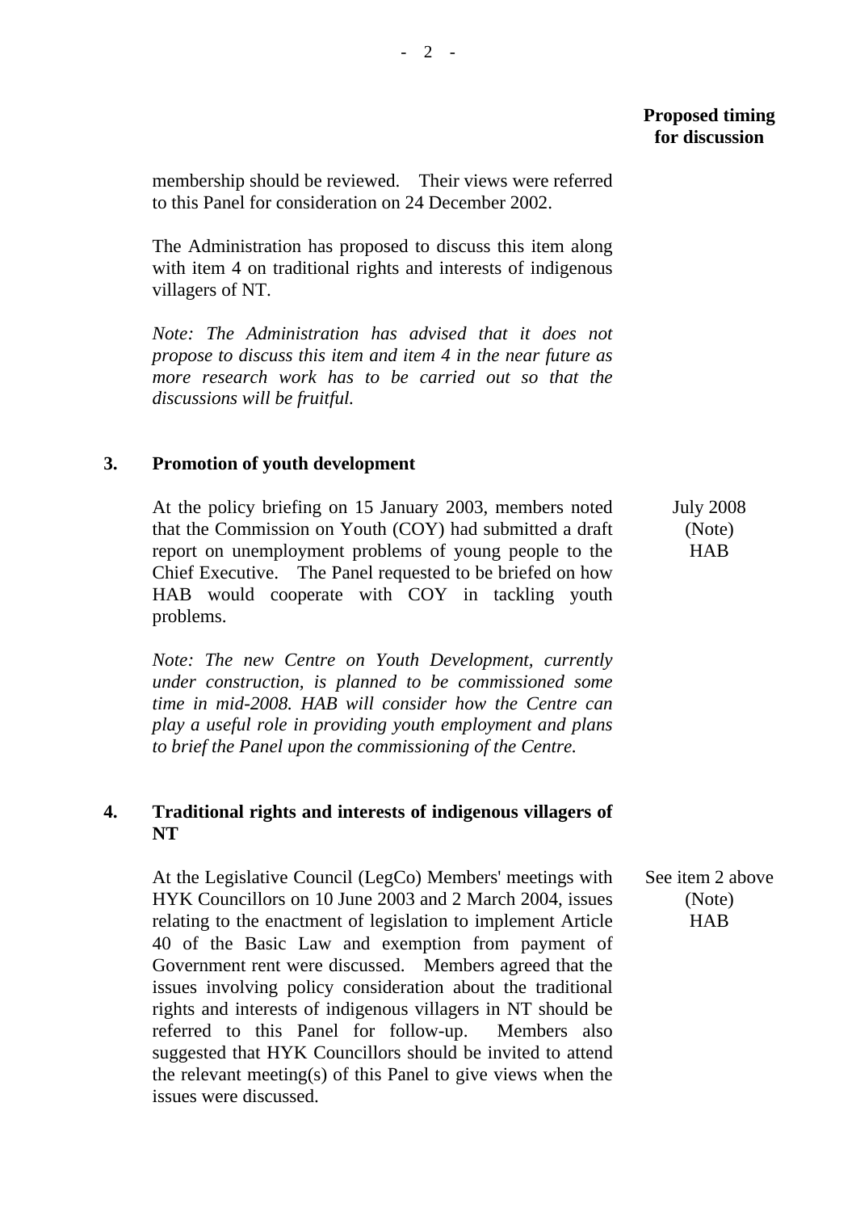| | | Proposed timing for discussion |
|---|---|---|
| | membership should be reviewed. Their views were referred to this Panel for consideration on 24 December 2002.<br><br>The Administration has proposed to discuss this item along with item 4 on traditional rights and interests of indigenous villagers of NT.<br><br>*Note: The Administration has advised that it does not propose to discuss this item and item 4 in the near future as more research work has to be carried out so that the discussions will be fruitful.* | |
| **3.** | **Promotion of youth development**<br><br>At the policy briefing on 15 January 2003, members noted that the Commission on Youth (COY) had submitted a draft report on unemployment problems of young people to the Chief Executive. The Panel requested to be briefed on how HAB would cooperate with COY in tackling youth problems.<br><br>*Note: The new Centre on Youth Development, currently under construction, is planned to be commissioned some time in mid-2008. HAB will consider how the Centre can play a useful role in providing youth employment and plans to brief the Panel upon the commissioning of the Centre.* | July 2008<br>(Note)<br>HAB |
| **4.** | **Traditional rights and interests of indigenous villagers of NT**<br><br>At the Legislative Council (LegCo) Members' meetings with HYK Councillors on 10 June 2003 and 2 March 2004, issues relating to the enactment of legislation to implement Article 40 of the Basic Law and exemption from payment of Government rent were discussed. Members agreed that the issues involving policy consideration about the traditional rights and interests of indigenous villagers in NT should be referred to this Panel for follow-up. Members also suggested that HYK Councillors should be invited to attend the relevant meeting(s) of this Panel to give views when the issues were discussed. | See item 2 above<br>(Note)<br>HAB |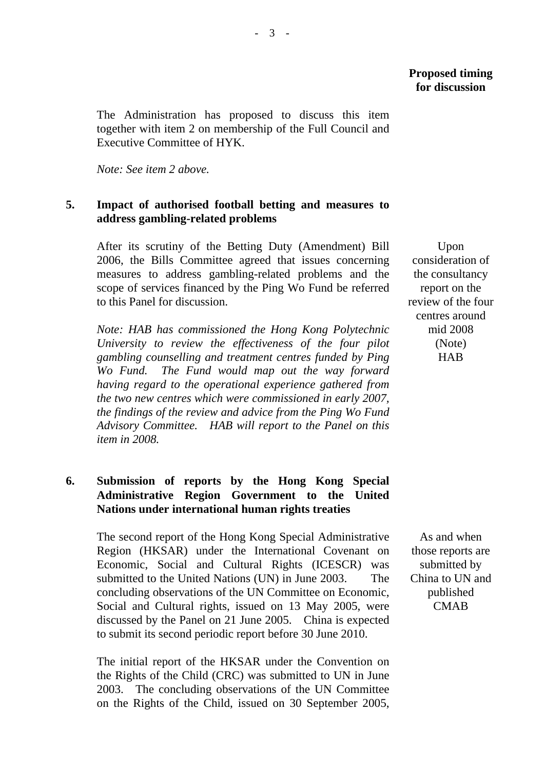**Proposed timing for discussion**

The Administration has proposed to discuss this item together with item 2 on membership of the Full Council and Executive Committee of HYK.

*Note: See item 2 above.*

**5. Impact of authorised football betting and measures to address gambling-related problems**

After its scrutiny of the Betting Duty (Amendment) Bill 2006, the Bills Committee agreed that issues concerning measures to address gambling-related problems and the scope of services financed by the Ping Wo Fund be referred to this Panel for discussion.

*Proposed timing for discussion:* Upon consideration of the consultancy report on the review of the four centres around mid 2008 (Note) HAB

*Note: HAB has commissioned the Hong Kong Polytechnic University to review the effectiveness of the four pilot gambling counselling and treatment centres funded by Ping Wo Fund. The Fund would map out the way forward having regard to the operational experience gathered from the two new centres which were commissioned in early 2007, the findings of the review and advice from the Ping Wo Fund Advisory Committee. HAB will report to the Panel on this item in 2008.*

**6. Submission of reports by the Hong Kong Special Administrative Region Government to the United Nations under international human rights treaties**

The second report of the Hong Kong Special Administrative Region (HKSAR) under the International Covenant on Economic, Social and Cultural Rights (ICESCR) was submitted to the United Nations (UN) in June 2003. The concluding observations of the UN Committee on Economic, Social and Cultural rights, issued on 13 May 2005, were discussed by the Panel on 21 June 2005. China is expected to submit its second periodic report before 30 June 2010.

*Proposed timing for discussion:* As and when those reports are submitted by China to UN and published CMAB

The initial report of the HKSAR under the Convention on the Rights of the Child (CRC) was submitted to UN in June 2003. The concluding observations of the UN Committee on the Rights of the Child, issued on 30 September 2005,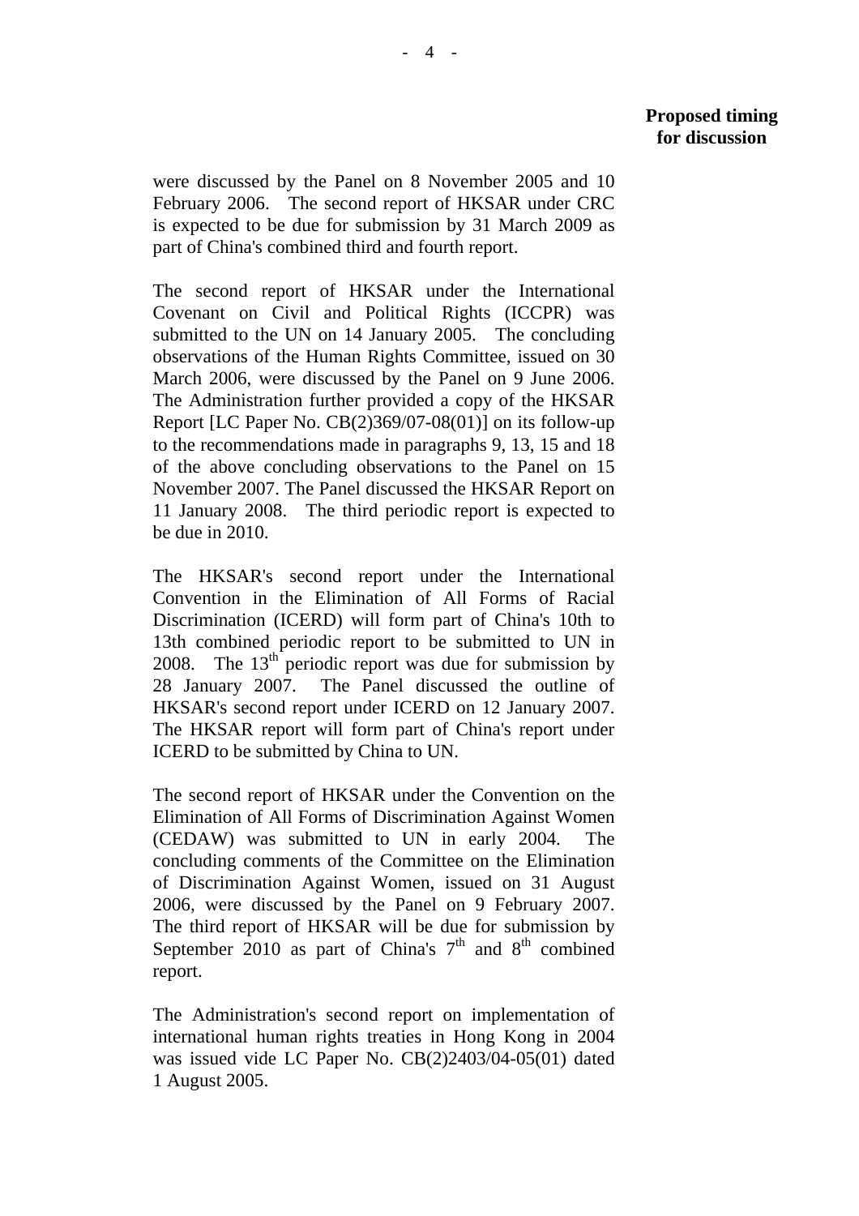**Proposed timing for discussion**

were discussed by the Panel on 8 November 2005 and 10 February 2006. The second report of HKSAR under CRC is expected to be due for submission by 31 March 2009 as part of China's combined third and fourth report.

The second report of HKSAR under the International Covenant on Civil and Political Rights (ICCPR) was submitted to the UN on 14 January 2005. The concluding observations of the Human Rights Committee, issued on 30 March 2006, were discussed by the Panel on 9 June 2006. The Administration further provided a copy of the HKSAR Report [LC Paper No. CB(2)369/07-08(01)] on its follow-up to the recommendations made in paragraphs 9, 13, 15 and 18 of the above concluding observations to the Panel on 15 November 2007. The Panel discussed the HKSAR Report on 11 January 2008. The third periodic report is expected to be due in 2010.

The HKSAR's second report under the International Convention in the Elimination of All Forms of Racial Discrimination (ICERD) will form part of China's 10th to 13th combined periodic report to be submitted to UN in 2008. The 13th periodic report was due for submission by 28 January 2007. The Panel discussed the outline of HKSAR's second report under ICERD on 12 January 2007. The HKSAR report will form part of China's report under ICERD to be submitted by China to UN.

The second report of HKSAR under the Convention on the Elimination of All Forms of Discrimination Against Women (CEDAW) was submitted to UN in early 2004. The concluding comments of the Committee on the Elimination of Discrimination Against Women, issued on 31 August 2006, were discussed by the Panel on 9 February 2007. The third report of HKSAR will be due for submission by September 2010 as part of China's 7th and 8th combined report.

The Administration's second report on implementation of international human rights treaties in Hong Kong in 2004 was issued vide LC Paper No. CB(2)2403/04-05(01) dated 1 August 2005.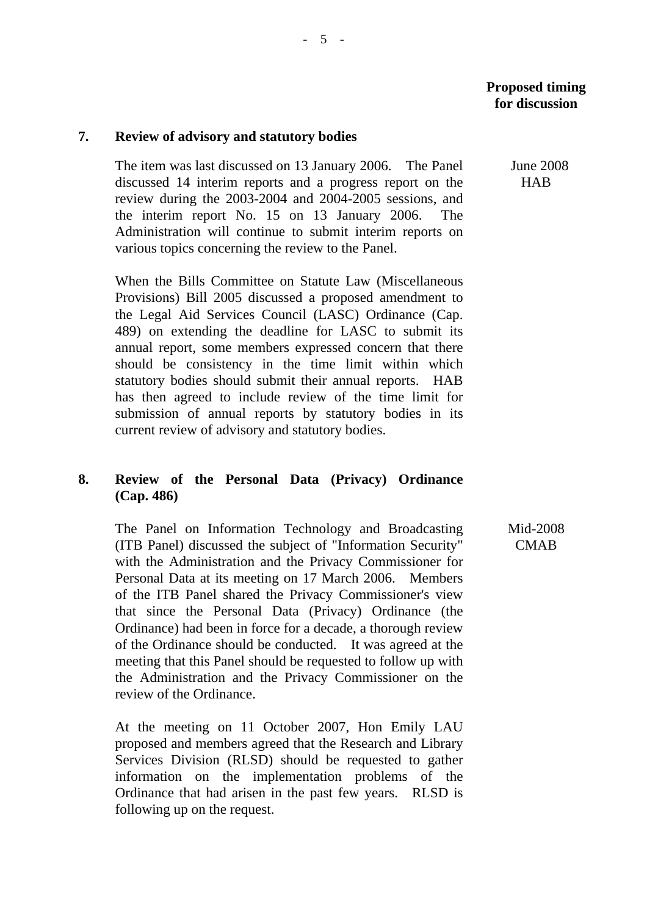**Proposed timing for discussion**

**7. Review of advisory and statutory bodies**

The item was last discussed on 13 January 2006. The Panel discussed 14 interim reports and a progress report on the review during the 2003-2004 and 2004-2005 sessions, and the interim report No. 15 on 13 January 2006. The Administration will continue to submit interim reports on various topics concerning the review to the Panel.

June 2008
HAB

When the Bills Committee on Statute Law (Miscellaneous Provisions) Bill 2005 discussed a proposed amendment to the Legal Aid Services Council (LASC) Ordinance (Cap. 489) on extending the deadline for LASC to submit its annual report, some members expressed concern that there should be consistency in the time limit within which statutory bodies should submit their annual reports. HAB has then agreed to include review of the time limit for submission of annual reports by statutory bodies in its current review of advisory and statutory bodies.

**8. Review of the Personal Data (Privacy) Ordinance (Cap. 486)**

The Panel on Information Technology and Broadcasting (ITB Panel) discussed the subject of "Information Security" with the Administration and the Privacy Commissioner for Personal Data at its meeting on 17 March 2006. Members of the ITB Panel shared the Privacy Commissioner's view that since the Personal Data (Privacy) Ordinance (the Ordinance) had been in force for a decade, a thorough review of the Ordinance should be conducted. It was agreed at the meeting that this Panel should be requested to follow up with the Administration and the Privacy Commissioner on the review of the Ordinance.

Mid-2008
CMAB

At the meeting on 11 October 2007, Hon Emily LAU proposed and members agreed that the Research and Library Services Division (RLSD) should be requested to gather information on the implementation problems of the Ordinance that had arisen in the past few years. RLSD is following up on the request.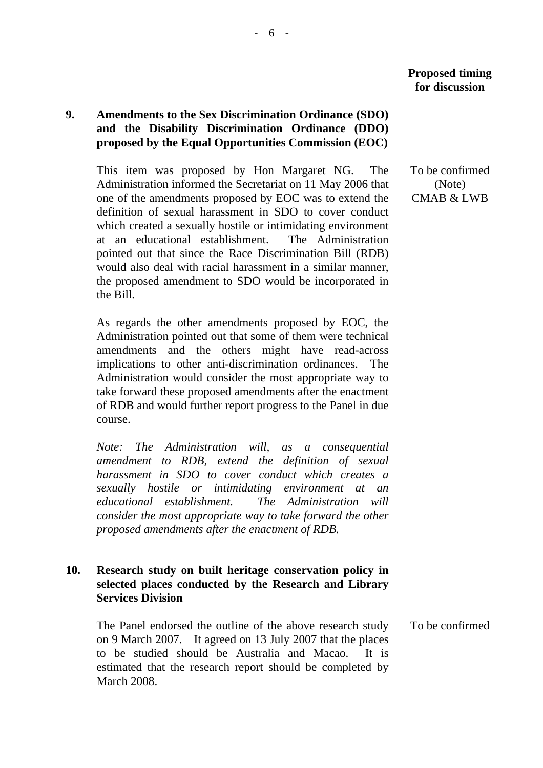**Proposed timing for discussion**

**9. Amendments to the Sex Discrimination Ordinance (SDO) and the Disability Discrimination Ordinance (DDO) proposed by the Equal Opportunities Commission (EOC)**

This item was proposed by Hon Margaret NG. The Administration informed the Secretariat on 11 May 2006 that one of the amendments proposed by EOC was to extend the definition of sexual harassment in SDO to cover conduct which created a sexually hostile or intimidating environment at an educational establishment. The Administration pointed out that since the Race Discrimination Bill (RDB) would also deal with racial harassment in a similar manner, the proposed amendment to SDO would be incorporated in the Bill.

To be confirmed (Note) CMAB & LWB

As regards the other amendments proposed by EOC, the Administration pointed out that some of them were technical amendments and the others might have read-across implications to other anti-discrimination ordinances. The Administration would consider the most appropriate way to take forward these proposed amendments after the enactment of RDB and would further report progress to the Panel in due course.

*Note: The Administration will, as a consequential amendment to RDB, extend the definition of sexual harassment in SDO to cover conduct which creates a sexually hostile or intimidating environment at an educational establishment. The Administration will consider the most appropriate way to take forward the other proposed amendments after the enactment of RDB.*

**10. Research study on built heritage conservation policy in selected places conducted by the Research and Library Services Division**

The Panel endorsed the outline of the above research study on 9 March 2007. It agreed on 13 July 2007 that the places to be studied should be Australia and Macao. It is estimated that the research report should be completed by March 2008.

To be confirmed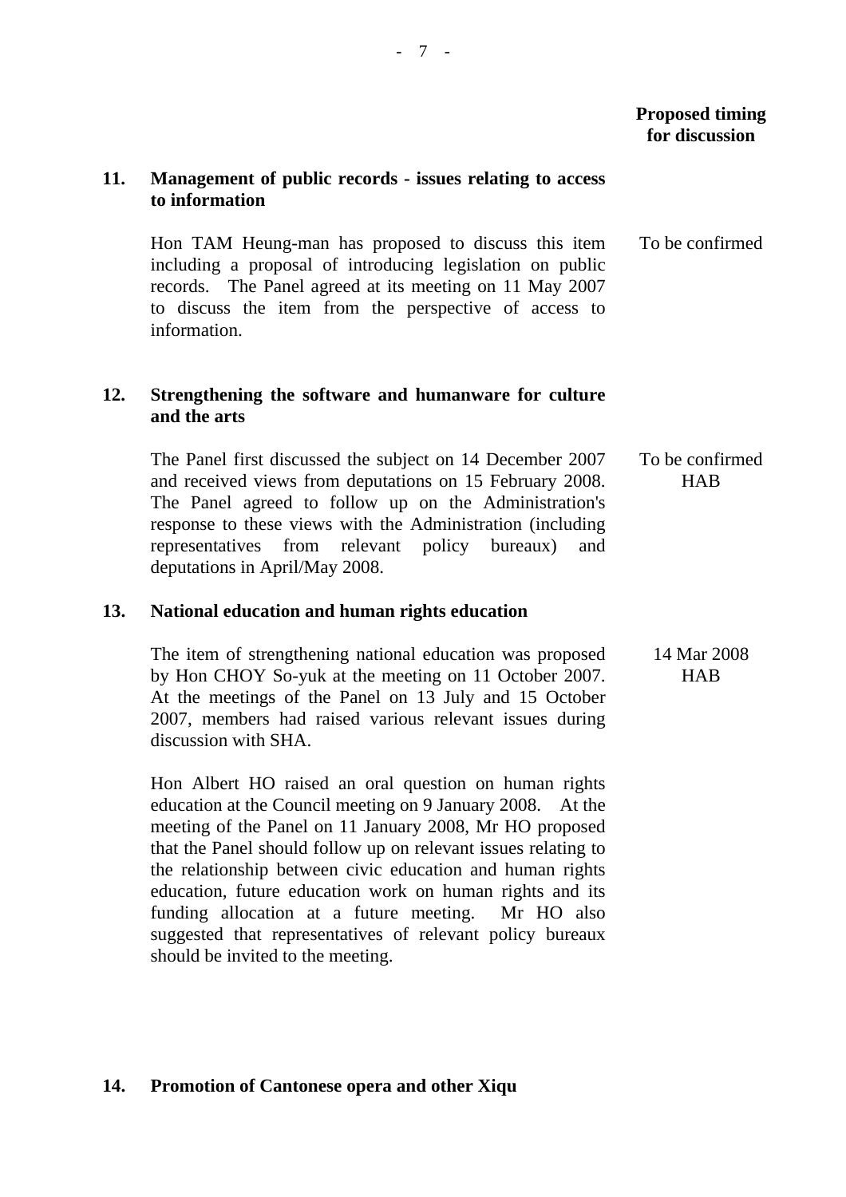| | | Proposed timing for discussion |
|---|---|---|
| **11.** | **Management of public records - issues relating to access to information** | |
| | Hon TAM Heung-man has proposed to discuss this item including a proposal of introducing legislation on public records. The Panel agreed at its meeting on 11 May 2007 to discuss the item from the perspective of access to information. | To be confirmed |
| **12.** | **Strengthening the software and humanware for culture and the arts** | |
| | The Panel first discussed the subject on 14 December 2007 and received views from deputations on 15 February 2008. The Panel agreed to follow up on the Administration's response to these views with the Administration (including representatives from relevant policy bureaux) and deputations in April/May 2008. | To be confirmed HAB |
| **13.** | **National education and human rights education** | |
| | The item of strengthening national education was proposed by Hon CHOY So-yuk at the meeting on 11 October 2007. At the meetings of the Panel on 13 July and 15 October 2007, members had raised various relevant issues during discussion with SHA. | 14 Mar 2008 HAB |
| | Hon Albert HO raised an oral question on human rights education at the Council meeting on 9 January 2008. At the meeting of the Panel on 11 January 2008, Mr HO proposed that the Panel should follow up on relevant issues relating to the relationship between civic education and human rights education, future education work on human rights and its funding allocation at a future meeting. Mr HO also suggested that representatives of relevant policy bureaux should be invited to the meeting. | |
| **14.** | **Promotion of Cantonese opera and other Xiqu** | |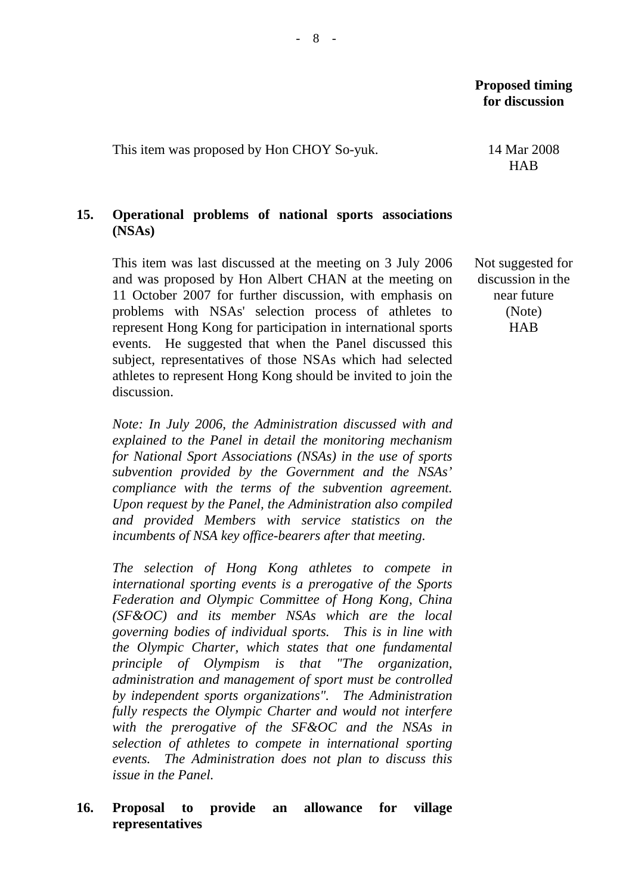| | Proposed timing for discussion |
|---|---|
| This item was proposed by Hon CHOY So-yuk. | 14 Mar 2008<br>HAB |

**15. Operational problems of national sports associations (NSAs)**

| | |
|---|---|
| This item was last discussed at the meeting on 3 July 2006 and was proposed by Hon Albert CHAN at the meeting on 11 October 2007 for further discussion, with emphasis on problems with NSAs' selection process of athletes to represent Hong Kong for participation in international sports events. He suggested that when the Panel discussed this subject, representatives of those NSAs which had selected athletes to represent Hong Kong should be invited to join the discussion. | Not suggested for discussion in the near future (Note)<br>HAB |

*Note: In July 2006, the Administration discussed with and explained to the Panel in detail the monitoring mechanism for National Sport Associations (NSAs) in the use of sports subvention provided by the Government and the NSAs' compliance with the terms of the subvention agreement. Upon request by the Panel, the Administration also compiled and provided Members with service statistics on the incumbents of NSA key office-bearers after that meeting.*

*The selection of Hong Kong athletes to compete in international sporting events is a prerogative of the Sports Federation and Olympic Committee of Hong Kong, China (SF&OC) and its member NSAs which are the local governing bodies of individual sports. This is in line with the Olympic Charter, which states that one fundamental principle of Olympism is that "The organization, administration and management of sport must be controlled by independent sports organizations". The Administration fully respects the Olympic Charter and would not interfere with the prerogative of the SF&OC and the NSAs in selection of athletes to compete in international sporting events. The Administration does not plan to discuss this issue in the Panel.*

**16. Proposal to provide an allowance for village representatives**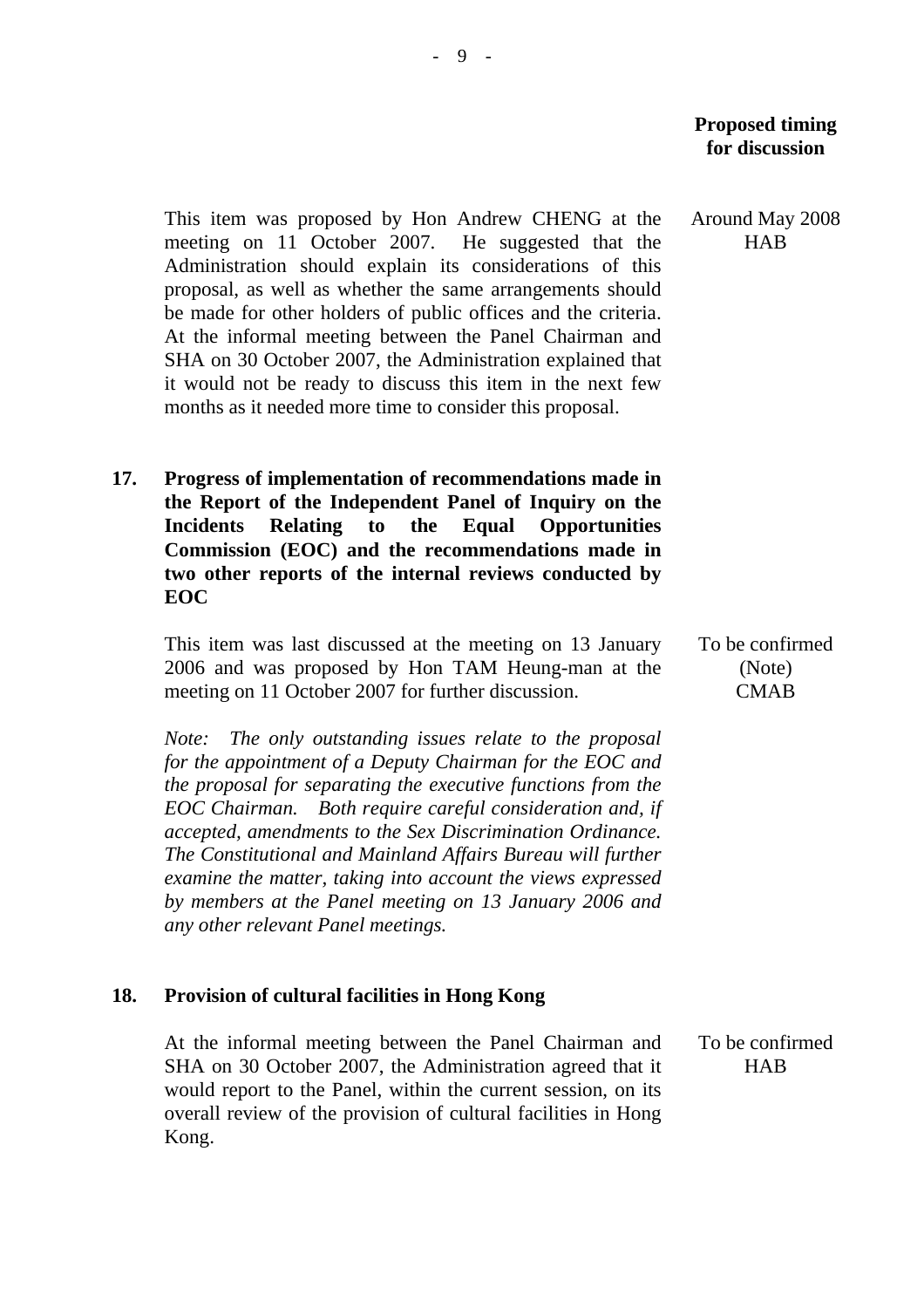**Proposed timing for discussion**

This item was proposed by Hon Andrew CHENG at the meeting on 11 October 2007. He suggested that the Administration should explain its considerations of this proposal, as well as whether the same arrangements should be made for other holders of public offices and the criteria. At the informal meeting between the Panel Chairman and SHA on 30 October 2007, the Administration explained that it would not be ready to discuss this item in the next few months as it needed more time to consider this proposal.

Around May 2008
HAB

**17. Progress of implementation of recommendations made in the Report of the Independent Panel of Inquiry on the Incidents Relating to the Equal Opportunities Commission (EOC) and the recommendations made in two other reports of the internal reviews conducted by EOC**

This item was last discussed at the meeting on 13 January 2006 and was proposed by Hon TAM Heung-man at the meeting on 11 October 2007 for further discussion.

To be confirmed
(Note)
CMAB

*Note: The only outstanding issues relate to the proposal for the appointment of a Deputy Chairman for the EOC and the proposal for separating the executive functions from the EOC Chairman. Both require careful consideration and, if accepted, amendments to the Sex Discrimination Ordinance. The Constitutional and Mainland Affairs Bureau will further examine the matter, taking into account the views expressed by members at the Panel meeting on 13 January 2006 and any other relevant Panel meetings.*

**18. Provision of cultural facilities in Hong Kong**

At the informal meeting between the Panel Chairman and SHA on 30 October 2007, the Administration agreed that it would report to the Panel, within the current session, on its overall review of the provision of cultural facilities in Hong Kong.

To be confirmed
HAB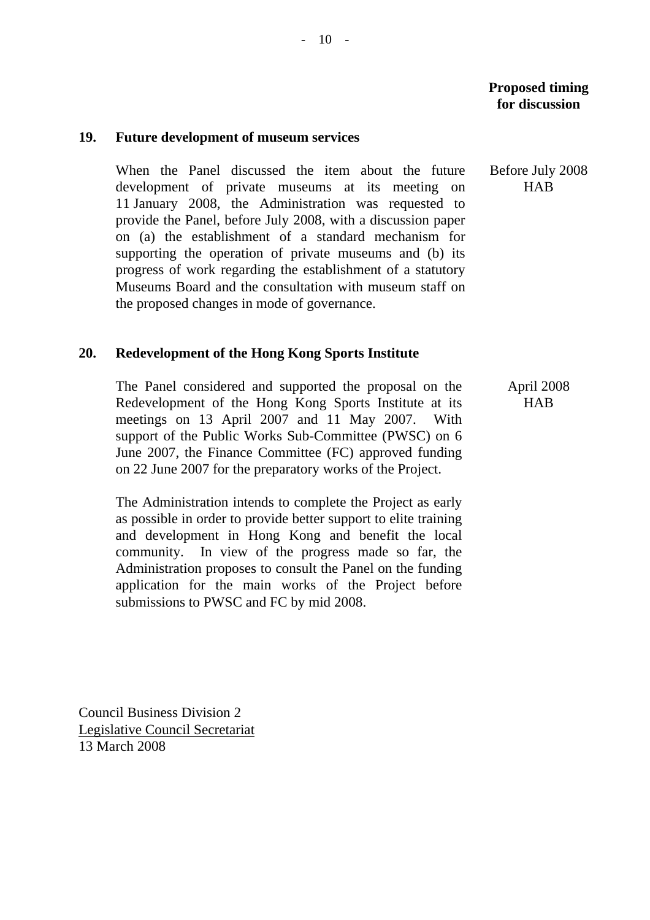**Proposed timing for discussion**

**19. Future development of museum services**

When the Panel discussed the item about the future development of private museums at its meeting on 11 January 2008, the Administration was requested to provide the Panel, before July 2008, with a discussion paper on (a) the establishment of a standard mechanism for supporting the operation of private museums and (b) its progress of work regarding the establishment of a statutory Museums Board and the consultation with museum staff on the proposed changes in mode of governance.

Before July 2008
HAB

**20. Redevelopment of the Hong Kong Sports Institute**

The Panel considered and supported the proposal on the Redevelopment of the Hong Kong Sports Institute at its meetings on 13 April 2007 and 11 May 2007. With support of the Public Works Sub-Committee (PWSC) on 6 June 2007, the Finance Committee (FC) approved funding on 22 June 2007 for the preparatory works of the Project.

April 2008
HAB

The Administration intends to complete the Project as early as possible in order to provide better support to elite training and development in Hong Kong and benefit the local community. In view of the progress made so far, the Administration proposes to consult the Panel on the funding application for the main works of the Project before submissions to PWSC and FC by mid 2008.

Council Business Division 2
Legislative Council Secretariat
13 March 2008